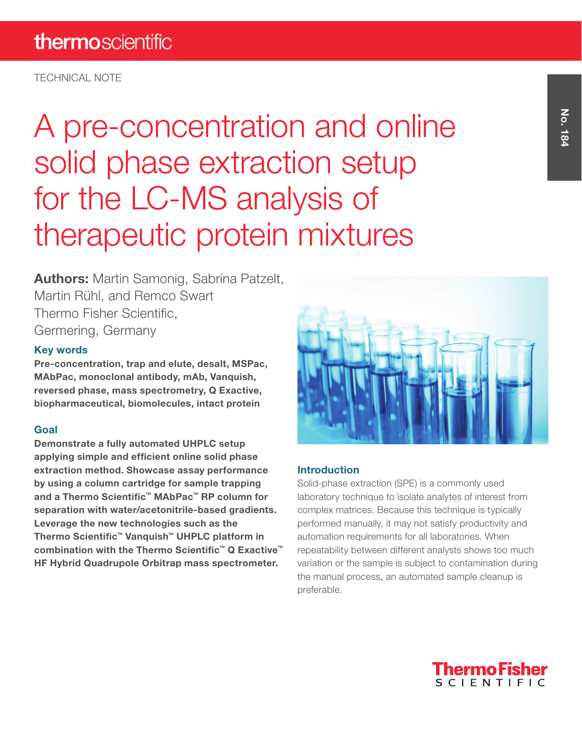TECHNICAL NOTE

# A pre-concentration and online solid phase extraction setup for the LC-MS analysis of therapeutic protein mixtures

**Authors:** Martin Samonig, Sabrina Patzelt, Martin Rühl, and Remco Swart
Thermo Fisher Scientific,
Germering, Germany

### Key words

**Pre-concentration, trap and elute, desalt, MSPac, MAbPac, monoclonal antibody, mAb, Vanquish, reversed phase, mass spectrometry, Q Exactive, biopharmaceutical, biomolecules, intact protein**

### Goal

**Demonstrate a fully automated UHPLC setup applying simple and efficient online solid phase extraction method. Showcase assay performance by using a column cartridge for sample trapping and a Thermo Scientific™ MAbPac™ RP column for separation with water/acetonitrile-based gradients. Leverage the new technologies such as the Thermo Scientific™ Vanquish™ UHPLC platform in combination with the Thermo Scientific™ Q Exactive™ HF Hybrid Quadrupole Orbitrap mass spectrometer.**

### Introduction

Solid-phase extraction (SPE) is a commonly used laboratory technique to isolate analytes of interest from complex matrices. Because this technique is typically performed manually, it may not satisfy productivity and automation requirements for all laboratories. When repeatability between different analysts shows too much variation or the sample is subject to contamination during the manual process, an automated sample cleanup is preferable.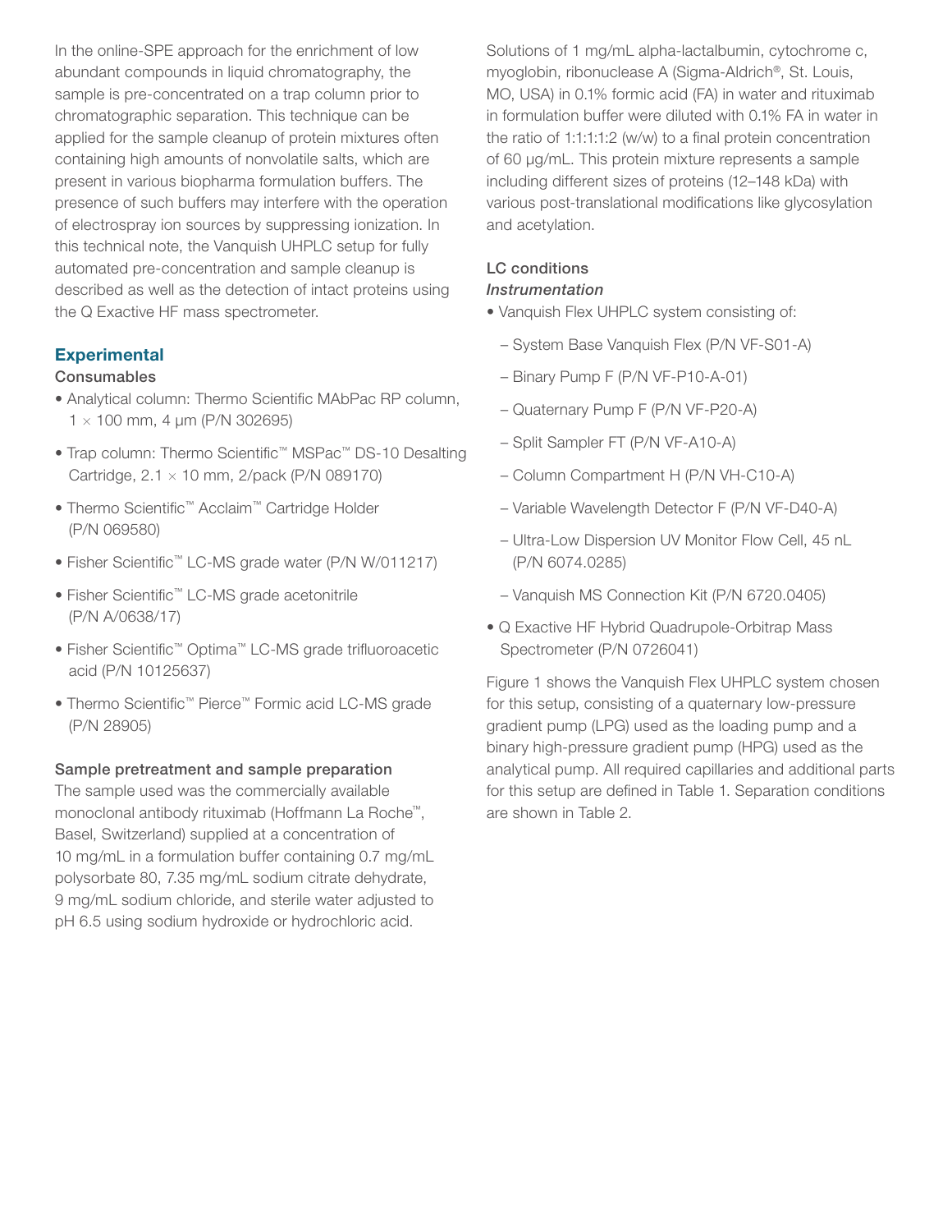In the online-SPE approach for the enrichment of low abundant compounds in liquid chromatography, the sample is pre-concentrated on a trap column prior to chromatographic separation. This technique can be applied for the sample cleanup of protein mixtures often containing high amounts of nonvolatile salts, which are present in various biopharma formulation buffers. The presence of such buffers may interfere with the operation of electrospray ion sources by suppressing ionization. In this technical note, the Vanquish UHPLC setup for fully automated pre-concentration and sample cleanup is described as well as the detection of intact proteins using the Q Exactive HF mass spectrometer.

## Experimental

### Consumables

- Analytical column: Thermo Scientific MAbPac RP column, 1 × 100 mm, 4 µm (P/N 302695)
- Trap column: Thermo Scientific™ MSPac™ DS-10 Desalting Cartridge, 2.1 × 10 mm, 2/pack (P/N 089170)
- Thermo Scientific™ Acclaim™ Cartridge Holder (P/N 069580)
- Fisher Scientific™ LC-MS grade water (P/N W/011217)
- Fisher Scientific™ LC-MS grade acetonitrile (P/N A/0638/17)
- Fisher Scientific™ Optima™ LC-MS grade trifluoroacetic acid (P/N 10125637)
- Thermo Scientific™ Pierce™ Formic acid LC-MS grade (P/N 28905)

### Sample pretreatment and sample preparation

The sample used was the commercially available monoclonal antibody rituximab (Hoffmann La Roche™, Basel, Switzerland) supplied at a concentration of 10 mg/mL in a formulation buffer containing 0.7 mg/mL polysorbate 80, 7.35 mg/mL sodium citrate dehydrate, 9 mg/mL sodium chloride, and sterile water adjusted to pH 6.5 using sodium hydroxide or hydrochloric acid.

Solutions of 1 mg/mL alpha-lactalbumin, cytochrome c, myoglobin, ribonuclease A (Sigma-Aldrich®, St. Louis, MO, USA) in 0.1% formic acid (FA) in water and rituximab in formulation buffer were diluted with 0.1% FA in water in the ratio of 1:1:1:1:2 (w/w) to a final protein concentration of 60 µg/mL. This protein mixture represents a sample including different sizes of proteins (12–148 kDa) with various post-translational modifications like glycosylation and acetylation.

### LC conditions

*Instrumentation*

- Vanquish Flex UHPLC system consisting of:
  - System Base Vanquish Flex (P/N VF-S01-A)
  - Binary Pump F (P/N VF-P10-A-01)
  - Quaternary Pump F (P/N VF-P20-A)
  - Split Sampler FT (P/N VF-A10-A)
  - Column Compartment H (P/N VH-C10-A)
  - Variable Wavelength Detector F (P/N VF-D40-A)
  - Ultra-Low Dispersion UV Monitor Flow Cell, 45 nL (P/N 6074.0285)
  - Vanquish MS Connection Kit (P/N 6720.0405)
- Q Exactive HF Hybrid Quadrupole-Orbitrap Mass Spectrometer (P/N 0726041)

Figure 1 shows the Vanquish Flex UHPLC system chosen for this setup, consisting of a quaternary low-pressure gradient pump (LPG) used as the loading pump and a binary high-pressure gradient pump (HPG) used as the analytical pump. All required capillaries and additional parts for this setup are defined in Table 1. Separation conditions are shown in Table 2.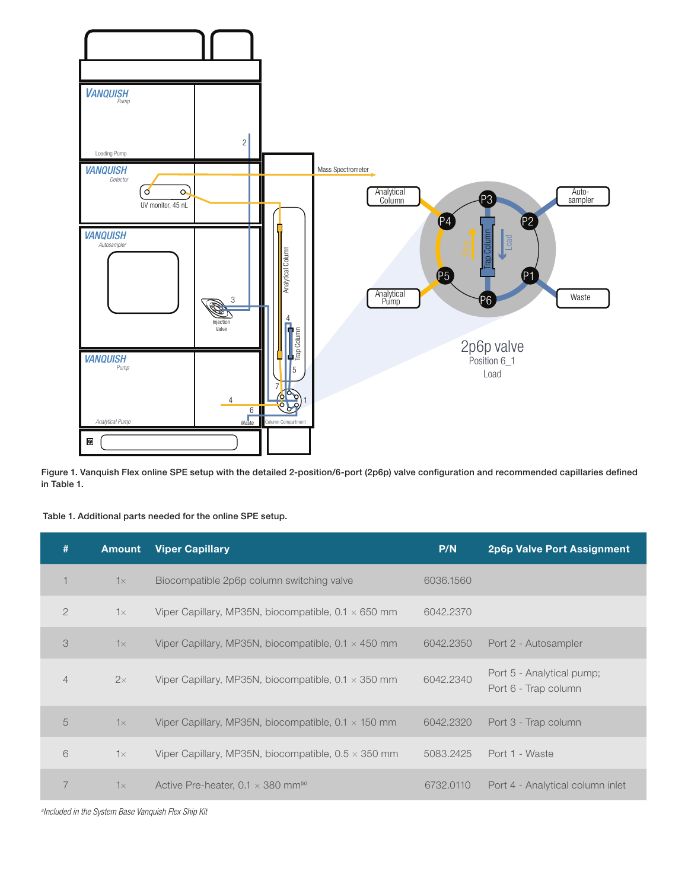**Figure 1. Vanquish Flex online SPE setup with the detailed 2-position/6-port (2p6p) valve configuration and recommended capillaries defined in Table 1.**

**Table 1. Additional parts needed for the online SPE setup.**

| # | Amount | Viper Capillary | P/N | 2p6p Valve Port Assignment |
|---|---|---|---|---|
| 1 | 1× | Biocompatible 2p6p column switching valve | 6036.1560 | |
| 2 | 1× | Viper Capillary, MP35N, biocompatible, 0.1 × 650 mm | 6042.2370 | |
| 3 | 1× | Viper Capillary, MP35N, biocompatible, 0.1 × 450 mm | 6042.2350 | Port 2 - Autosampler |
| 4 | 2× | Viper Capillary, MP35N, biocompatible, 0.1 × 350 mm | 6042.2340 | Port 5 - Analytical pump; Port 6 - Trap column |
| 5 | 1× | Viper Capillary, MP35N, biocompatible, 0.1 × 150 mm | 6042.2320 | Port 3 - Trap column |
| 6 | 1× | Viper Capillary, MP35N, biocompatible, 0.5 × 350 mm | 5083.2425 | Port 1 - Waste |
| 7 | 1× | Active Pre-heater, 0.1 × 380 mm[a] | 6732.0110 | Port 4 - Analytical column inlet |

*[a]Included in the System Base Vanquish Flex Ship Kit*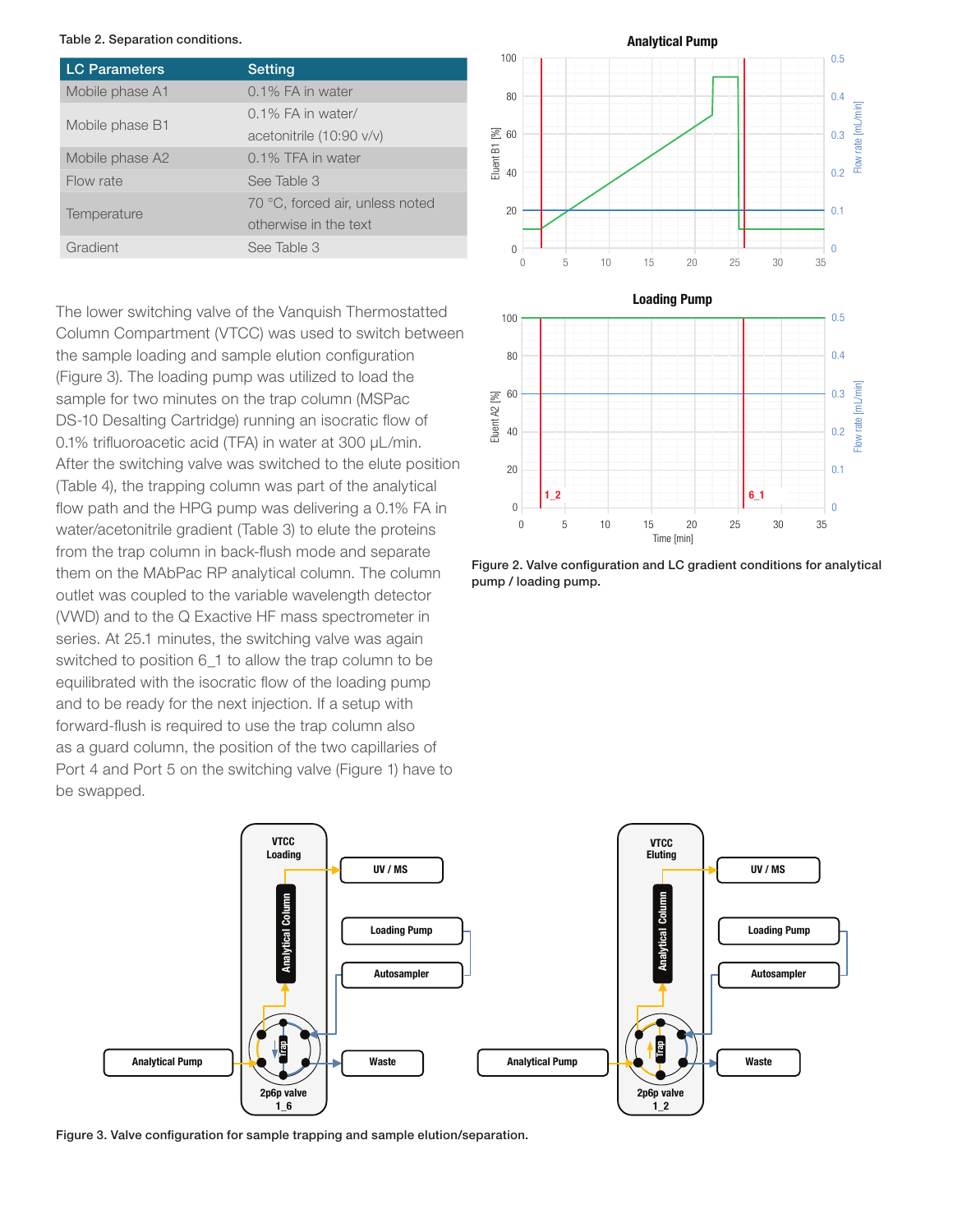Table 2. Separation conditions.

| LC Parameters | Setting |
|---|---|
| Mobile phase A1 | 0.1% FA in water |
| Mobile phase B1 | 0.1% FA in water/ acetonitrile (10:90 v/v) |
| Mobile phase A2 | 0.1% TFA in water |
| Flow rate | See Table 3 |
| Temperature | 70 °C, forced air, unless noted otherwise in the text |
| Gradient | See Table 3 |

The lower switching valve of the Vanquish Thermostatted Column Compartment (VTCC) was used to switch between the sample loading and sample elution configuration (Figure 3). The loading pump was utilized to load the sample for two minutes on the trap column (MSPac DS-10 Desalting Cartridge) running an isocratic flow of 0.1% trifluoroacetic acid (TFA) in water at 300 µL/min. After the switching valve was switched to the elute position (Table 4), the trapping column was part of the analytical flow path and the HPG pump was delivering a 0.1% FA in water/acetonitrile gradient (Table 3) to elute the proteins from the trap column in back-flush mode and separate them on the MAbPac RP analytical column. The column outlet was coupled to the variable wavelength detector (VWD) and to the Q Exactive HF mass spectrometer in series. At 25.1 minutes, the switching valve was again switched to position 6_1 to allow the trap column to be equilibrated with the isocratic flow of the loading pump and to be ready for the next injection. If a setup with forward-flush is required to use the trap column also as a guard column, the position of the two capillaries of Port 4 and Port 5 on the switching valve (Figure 1) have to be swapped.

Figure 2. Valve configuration and LC gradient conditions for analytical pump / loading pump.

Figure 3. Valve configuration for sample trapping and sample elution/separation.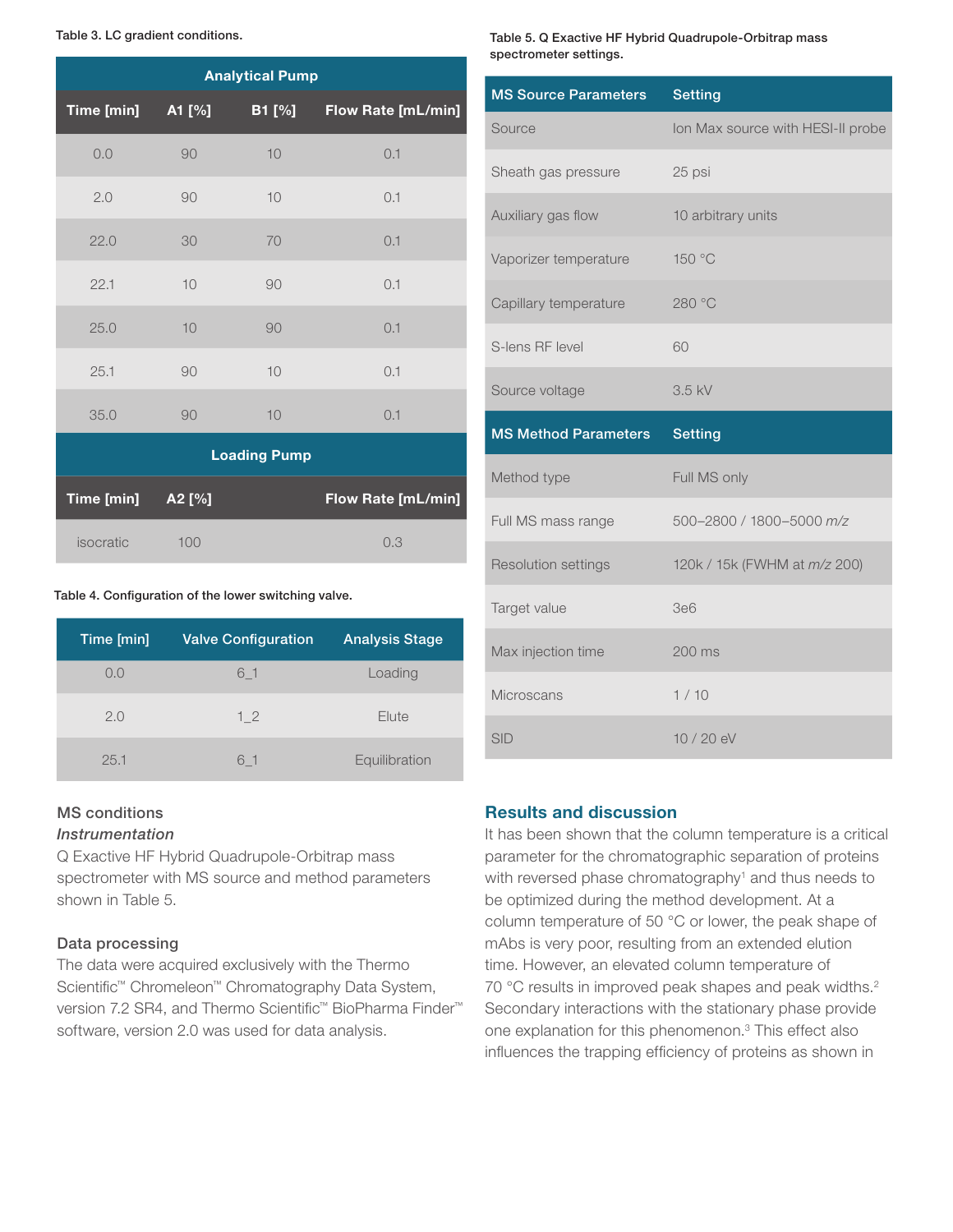Table 3. LC gradient conditions.

| Analytical Pump | | | |
|---|---|---|---|
| **Time [min]** | **A1 [%]** | **B1 [%]** | **Flow Rate [mL/min]** |
| 0.0 | 90 | 10 | 0.1 |
| 2.0 | 90 | 10 | 0.1 |
| 22.0 | 30 | 70 | 0.1 |
| 22.1 | 10 | 90 | 0.1 |
| 25.0 | 10 | 90 | 0.1 |
| 25.1 | 90 | 10 | 0.1 |
| 35.0 | 90 | 10 | 0.1 |
| **Loading Pump** | | | |
| **Time [min]** | **A2 [%]** | | **Flow Rate [mL/min]** |
| isocratic | 100 | | 0.3 |

Table 4. Configuration of the lower switching valve.

| Time [min] | Valve Configuration | Analysis Stage |
|---|---|---|
| 0.0 | 6_1 | Loading |
| 2.0 | 1_2 | Elute |
| 25.1 | 6_1 | Equilibration |

## MS conditions

### *Instrumentation*

Q Exactive HF Hybrid Quadrupole-Orbitrap mass spectrometer with MS source and method parameters shown in Table 5.

## Data processing

The data were acquired exclusively with the Thermo Scientific™ Chromeleon™ Chromatography Data System, version 7.2 SR4, and Thermo Scientific™ BioPharma Finder™ software, version 2.0 was used for data analysis.

Table 5. Q Exactive HF Hybrid Quadrupole-Orbitrap mass spectrometer settings.

| MS Source Parameters | Setting |
|---|---|
| Source | Ion Max source with HESI-II probe |
| Sheath gas pressure | 25 psi |
| Auxiliary gas flow | 10 arbitrary units |
| Vaporizer temperature | 150 °C |
| Capillary temperature | 280 °C |
| S-lens RF level | 60 |
| Source voltage | 3.5 kV |
| **MS Method Parameters** | **Setting** |
| Method type | Full MS only |
| Full MS mass range | 500–2800 / 1800–5000 *m/z* |
| Resolution settings | 120k / 15k (FWHM at *m/z* 200) |
| Target value | 3e6 |
| Max injection time | 200 ms |
| Microscans | 1 / 10 |
| SID | 10 / 20 eV |

## Results and discussion

It has been shown that the column temperature is a critical parameter for the chromatographic separation of proteins with reversed phase chromatography[1] and thus needs to be optimized during the method development. At a column temperature of 50 °C or lower, the peak shape of mAbs is very poor, resulting from an extended elution time. However, an elevated column temperature of 70 °C results in improved peak shapes and peak widths.[2] Secondary interactions with the stationary phase provide one explanation for this phenomenon.[3] This effect also influences the trapping efficiency of proteins as shown in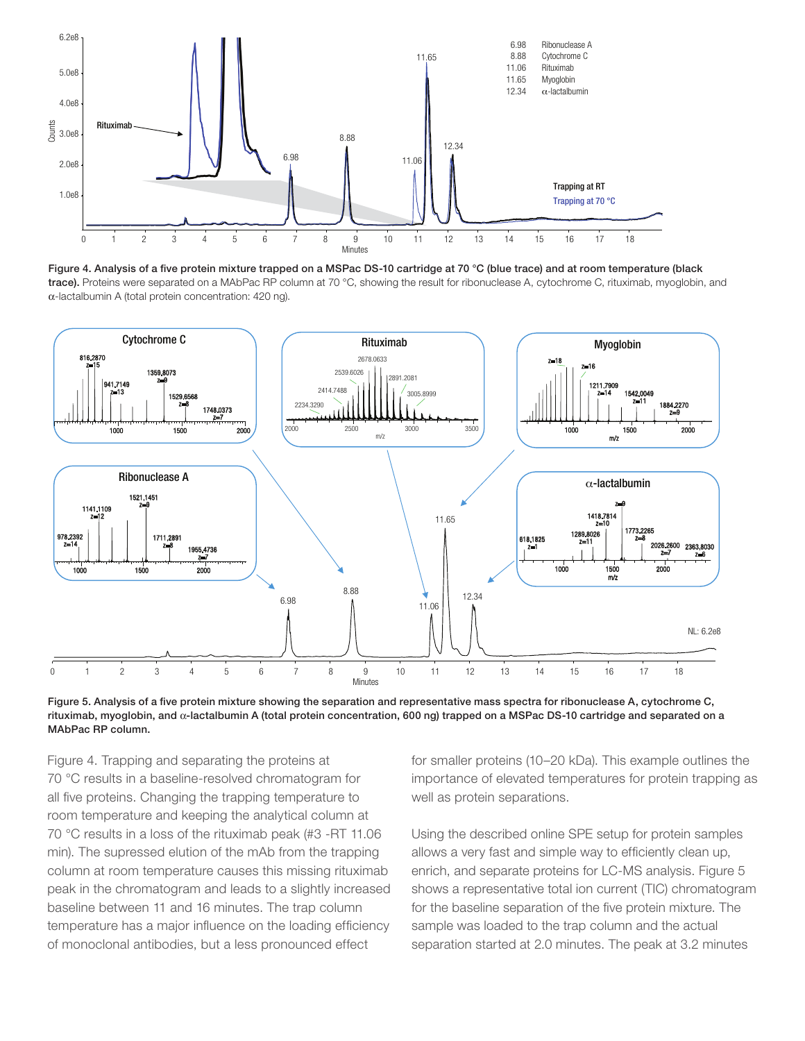**Figure 4. Analysis of a five protein mixture trapped on a MSPac DS-10 cartridge at 70 °C (blue trace) and at room temperature (black trace).** Proteins were separated on a MAbPac RP column at 70 °C, showing the result for ribonuclease A, cytochrome C, rituximab, myoglobin, and α-lactalbumin A (total protein concentration: 420 ng).

**Figure 5. Analysis of a five protein mixture showing the separation and representative mass spectra for ribonuclease A, cytochrome C, rituximab, myoglobin, and α-lactalbumin A (total protein concentration, 600 ng) trapped on a MSPac DS-10 cartridge and separated on a MAbPac RP column.**

Figure 4. Trapping and separating the proteins at 70 °C results in a baseline-resolved chromatogram for all five proteins. Changing the trapping temperature to room temperature and keeping the analytical column at 70 °C results in a loss of the rituximab peak (#3 -RT 11.06 min). The supressed elution of the mAb from the trapping column at room temperature causes this missing rituximab peak in the chromatogram and leads to a slightly increased baseline between 11 and 16 minutes. The trap column temperature has a major influence on the loading efficiency of monoclonal antibodies, but a less pronounced effect for smaller proteins (10–20 kDa). This example outlines the importance of elevated temperatures for protein trapping as well as protein separations.

Using the described online SPE setup for protein samples allows a very fast and simple way to efficiently clean up, enrich, and separate proteins for LC-MS analysis. Figure 5 shows a representative total ion current (TIC) chromatogram for the baseline separation of the five protein mixture. The sample was loaded to the trap column and the actual separation started at 2.0 minutes. The peak at 3.2 minutes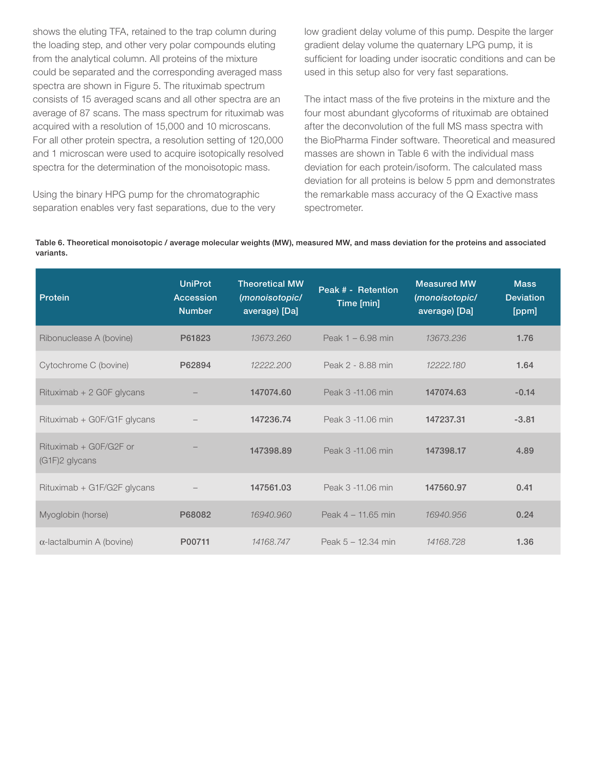shows the eluting TFA, retained to the trap column during the loading step, and other very polar compounds eluting from the analytical column. All proteins of the mixture could be separated and the corresponding averaged mass spectra are shown in Figure 5. The rituximab spectrum consists of 15 averaged scans and all other spectra are an average of 87 scans. The mass spectrum for rituximab was acquired with a resolution of 15,000 and 10 microscans. For all other protein spectra, a resolution setting of 120,000 and 1 microscan were used to acquire isotopically resolved spectra for the determination of the monoisotopic mass.

Using the binary HPG pump for the chromatographic separation enables very fast separations, due to the very low gradient delay volume of this pump. Despite the larger gradient delay volume the quaternary LPG pump, it is sufficient for loading under isocratic conditions and can be used in this setup also for very fast separations.

The intact mass of the five proteins in the mixture and the four most abundant glycoforms of rituximab are obtained after the deconvolution of the full MS mass spectra with the BioPharma Finder software. Theoretical and measured masses are shown in Table 6 with the individual mass deviation for each protein/isoform. The calculated mass deviation for all proteins is below 5 ppm and demonstrates the remarkable mass accuracy of the Q Exactive mass spectrometer.

**Table 6. Theoretical monoisotopic / average molecular weights (MW), measured MW, and mass deviation for the proteins and associated variants.**

| Protein | UniProt Accession Number | Theoretical MW (*monoisotopic*/ average) [Da] | Peak # - Retention Time [min] | Measured MW (*monoisotopic*/ average) [Da] | Mass Deviation [ppm] |
|---|---|---|---|---|---|
| Ribonuclease A (bovine) | **P61823** | *13673.260* | Peak 1 – 6.98 min | *13673.236* | **1.76** |
| Cytochrome C (bovine) | **P62894** | *12222.200* | Peak 2 - 8.88 min | *12222.180* | **1.64** |
| Rituximab + 2 G0F glycans | – | **147074.60** | Peak 3 -11.06 min | **147074.63** | **-0.14** |
| Rituximab + G0F/G1F glycans | – | **147236.74** | Peak 3 -11.06 min | **147237.31** | **-3.81** |
| Rituximab + G0F/G2F or (G1F)2 glycans | – | **147398.89** | Peak 3 -11.06 min | **147398.17** | **4.89** |
| Rituximab + G1F/G2F glycans | – | **147561.03** | Peak 3 -11.06 min | **147560.97** | **0.41** |
| Myoglobin (horse) | **P68082** | *16940.960* | Peak 4 – 11.65 min | *16940.956* | **0.24** |
| α-lactalbumin A (bovine) | **P00711** | *14168.747* | Peak 5 – 12.34 min | *14168.728* | **1.36** |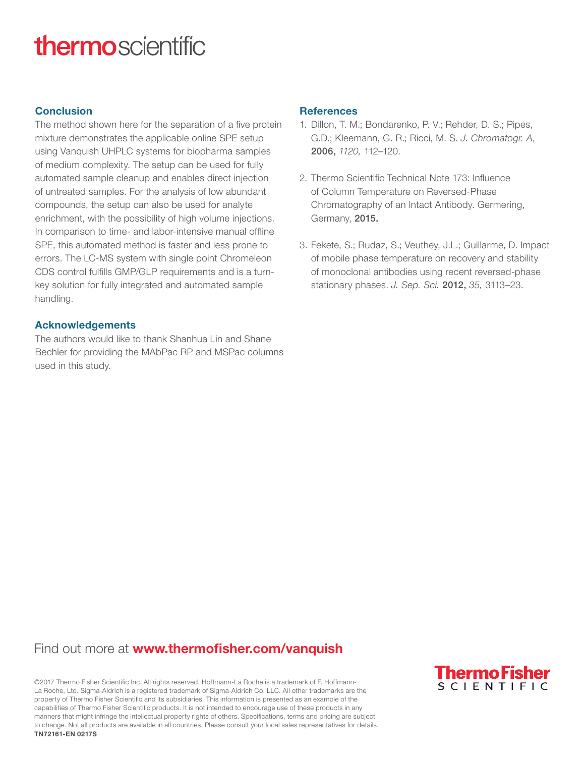## Conclusion

The method shown here for the separation of a five protein mixture demonstrates the applicable online SPE setup using Vanquish UHPLC systems for biopharma samples of medium complexity. The setup can be used for fully automated sample cleanup and enables direct injection of untreated samples. For the analysis of low abundant compounds, the setup can also be used for analyte enrichment, with the possibility of high volume injections. In comparison to time- and labor-intensive manual offline SPE, this automated method is faster and less prone to errors. The LC-MS system with single point Chromeleon CDS control fulfills GMP/GLP requirements and is a turn-key solution for fully integrated and automated sample handling.

## Acknowledgements

The authors would like to thank Shanhua Lin and Shane Bechler for providing the MAbPac RP and MSPac columns used in this study.

## References

1. Dillon, T. M.; Bondarenko, P. V.; Rehder, D. S.; Pipes, G.D.; Kleemann, G. R.; Ricci, M. S. *J. Chromatogr. A*, **2006,** *1120,* 112–120.
2. Thermo Scientific Technical Note 173: Influence of Column Temperature on Reversed-Phase Chromatography of an Intact Antibody. Germering, Germany, **2015.**
3. Fekete, S.; Rudaz, S.; Veuthey, J.L.; Guillarme, D. Impact of mobile phase temperature on recovery and stability of monoclonal antibodies using recent reversed-phase stationary phases. *J. Sep. Sci.* **2012,** *35,* 3113–23.

Find out more at **www.thermofisher.com/vanquish**

©2017 Thermo Fisher Scientific Inc. All rights reserved. Hoffmann-La Roche is a trademark of F. Hoffmann-La Roche, Ltd. Sigma-Aldrich is a registered trademark of Sigma-Aldrich Co. LLC. All other trademarks are the property of Thermo Fisher Scientific and its subsidiaries. This information is presented as an example of the capabilities of Thermo Fisher Scientific products. It is not intended to encourage use of these products in any manners that might infringe the intellectual property rights of others. Specifications, terms and pricing are subject to change. Not all products are available in all countries. Please consult your local sales representatives for details. **TN72161-EN 0217S**